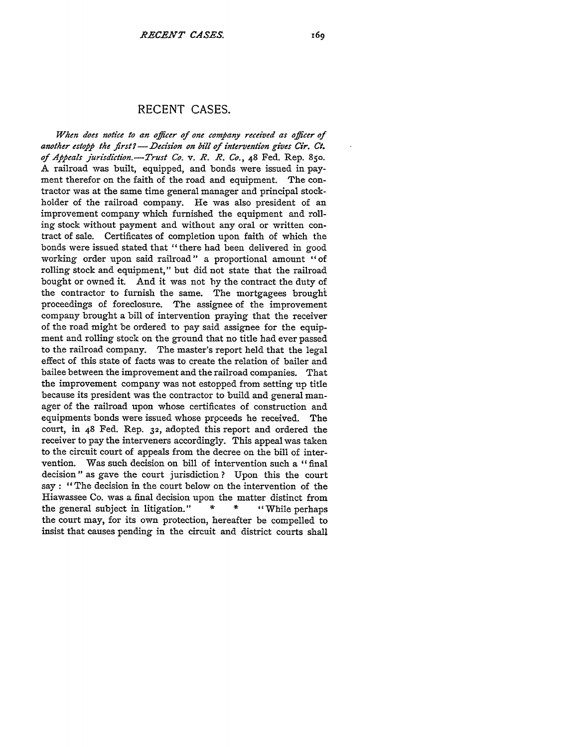# RECENT CASES.

*When does notice to an officer of one company received as officer of another estopp the first?—Decision on bill of intervention gives Cir. Ct. of Appeals jurisdiction.—Trust Co. v. R. R. Co.*, 48 Fed. Rep. 850. A railroad was built, equipped, and bonds were issued in payment therefor on the faith of the road and equipment. The contractor was at the same time general manager and principal stockholder of the railroad company. He was also president of an improvement company which furnished the equipment and rolling stock without payment and without any oral or written contract of sale. Certificates of completion upon faith of which the bonds were issued stated that "there had been delivered in good working order upon said railroad" a proportional amount "of rolling stock and equipment," but did not state that the railroad bought or owned it. And it was not by the contract the duty of the contractor to furnish the same. The mortgagees brought proceedings of foreclosure. The assignee of the improvement company brought a bill of intervention praying that the receiver of the road might be ordered to pay said assignee for the equipment and rolling stock on the ground that no title had ever passed to the railroad company. The master's report held that the legal effect of this state of facts was to create the relation of bailer and bailee between the improvement and the railroad companies. That the improvement company was not estopped from setting up title because its president was the contractor to build and general manager of the railroad upon whose certificates of construction and equipments bonds were issued whose proceeds he received. The court, in 48 Fed. Rep. 32, adopted this report and ordered the receiver to pay the interveners accordingly. This appeal was taken to the circuit court of appeals from the decree on the bill of intervention. Was such decision on bill of intervention such a "final decision" as gave the court jurisdiction? Upon this the court say: "The decision in the court below on the intervention of the Hiawassee Co. was a final decision upon the matter distinct from the general subject in litigation." * * "While perhaps the court may, for its own protection, hereafter be compelled to insist that causes pending in the circuit and district courts shall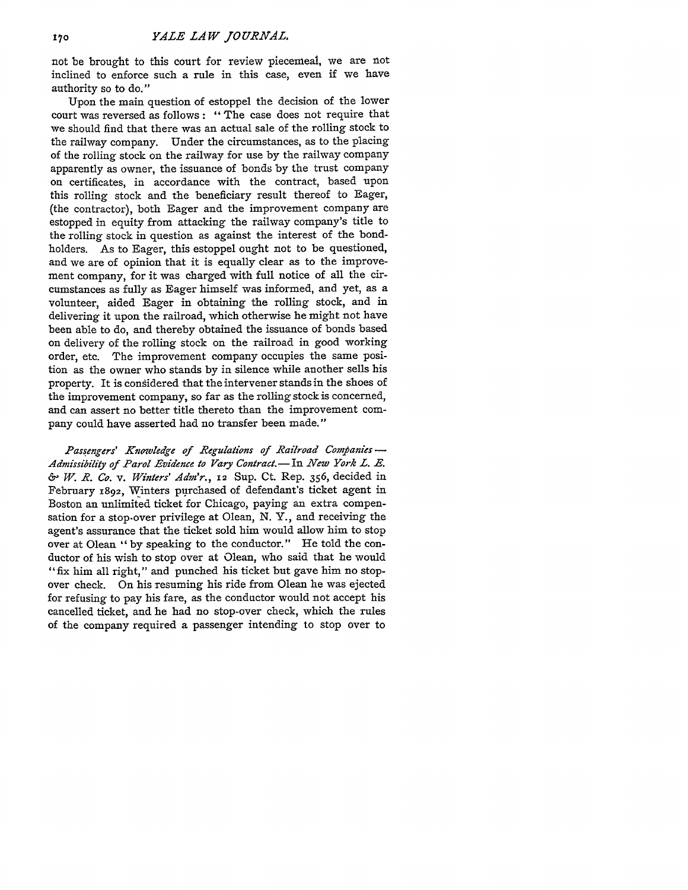not be brought to this court for review piecemeal, we are not inclined to enforce such a rule in this case, even if we have authority so to do."

Upon the main question of estoppel the decision of the lower court was reversed as follows: "The case does not require that we should find that there was an actual sale of the rolling stock to the railway company. Under the circumstances, as to the placing of the rolling stock on the railway for use by the railway company apparently as owner, the issuance of bonds by the trust company on certificates, in accordance with the contract, based upon this rolling stock and the beneficiary result thereof to Eager, (the contractor), both Eager and the improvement company are estopped in equity from attacking the railway company's title to the rolling stock in question as against the interest of the bondholders. As to Eager, this estoppel ought not to be questioned, and we are of opinion that it is equally clear as to the improvement company, for it was charged with full notice of all the circumstances as fully as Eager himself was informed, and yet, as a volunteer, aided Eager in obtaining the rolling stock, and in delivering it upon the railroad, which otherwise he might not have been able to do, and thereby obtained the issuance of bonds based on delivery of the rolling stock on the railroad in good working order, etc. The improvement company occupies the same position as the owner who stands by in silence while another sells his property. It is considered that the intervener stands in the shoes of the improvement company, so far as the rolling stock is concerned, and can assert no better title thereto than the improvement company could have asserted had no transfer been made."

*Passengers' Knowledge of Regulations of Railroad Companies—Admissibility of Parol Evidence to Vary Contract.*—In *New York L. E. & W. R. Co.* v. *Winters' Adm'r.*, 12 Sup. Ct. Rep. 356, decided in February 1892, Winters purchased of defendant's ticket agent in Boston an unlimited ticket for Chicago, paying an extra compensation for a stop-over privilege at Olean, N. Y., and receiving the agent's assurance that the ticket sold him would allow him to stop over at Olean "by speaking to the conductor." He told the conductor of his wish to stop over at Olean, who said that he would "fix him all right," and punched his ticket but gave him no stop-over check. On his resuming his ride from Olean he was ejected for refusing to pay his fare, as the conductor would not accept his cancelled ticket, and he had no stop-over check, which the rules of the company required a passenger intending to stop over to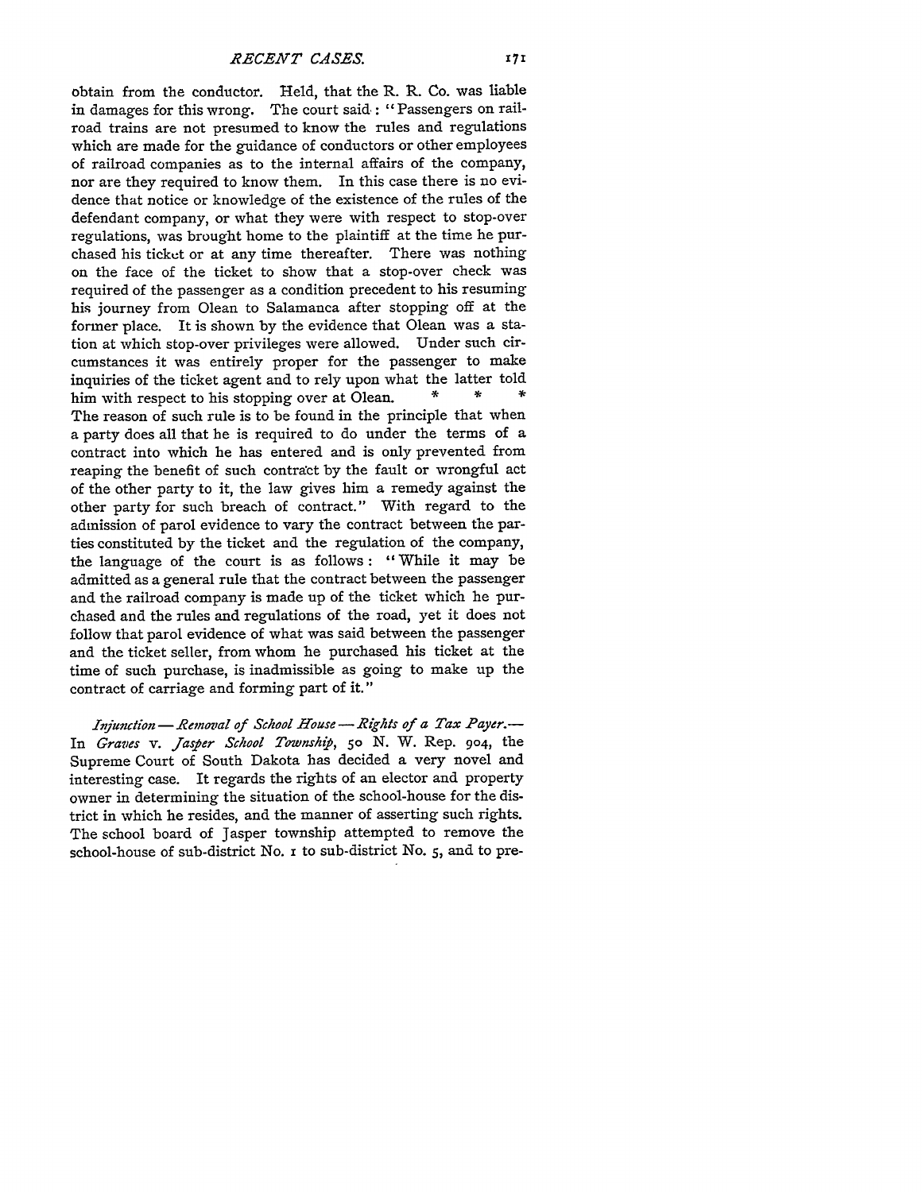obtain from the conductor. Held, that the R. R. Co. was liable in damages for this wrong. The court said: "Passengers on railroad trains are not presumed to know the rules and regulations which are made for the guidance of conductors or other employees of railroad companies as to the internal affairs of the company, nor are they required to know them. In this case there is no evidence that notice or knowledge of the existence of the rules of the defendant company, or what they were with respect to stop-over regulations, was brought home to the plaintiff at the time he purchased his ticket or at any time thereafter. There was nothing on the face of the ticket to show that a stop-over check was required of the passenger as a condition precedent to his resuming his journey from Olean to Salamanca after stopping off at the former place. It is shown by the evidence that Olean was a station at which stop-over privileges were allowed. Under such circumstances it was entirely proper for the passenger to make inquiries of the ticket agent and to rely upon what the latter told him with respect to his stopping over at Olean. * * * The reason of such rule is to be found in the principle that when a party does all that he is required to do under the terms of a contract into which he has entered and is only prevented from reaping the benefit of such contract by the fault or wrongful act of the other party to it, the law gives him a remedy against the other party for such breach of contract." With regard to the admission of parol evidence to vary the contract between the parties constituted by the ticket and the regulation of the company, the language of the court is as follows: "While it may be admitted as a general rule that the contract between the passenger and the railroad company is made up of the ticket which he purchased and the rules and regulations of the road, yet it does not follow that parol evidence of what was said between the passenger and the ticket seller, from whom he purchased his ticket at the time of such purchase, is inadmissible as going to make up the contract of carriage and forming part of it."

*Injunction—Removal of School House—Rights of a Tax Payer.*—In *Graves* v. *Jasper School Township*, 50 N. W. Rep. 904, the Supreme Court of South Dakota has decided a very novel and interesting case. It regards the rights of an elector and property owner in determining the situation of the school-house for the district in which he resides, and the manner of asserting such rights. The school board of Jasper township attempted to remove the school-house of sub-district No. 1 to sub-district No. 5, and to pre-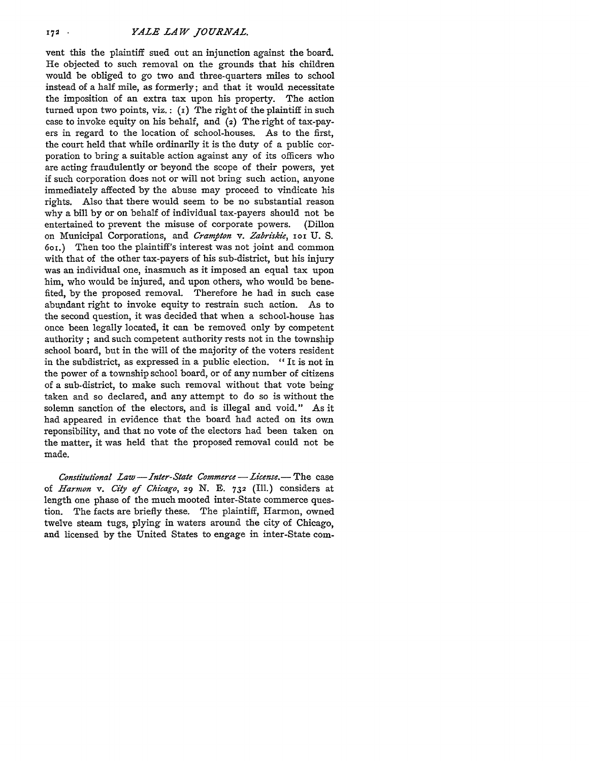vent this the plaintiff sued out an injunction against the board. He objected to such removal on the grounds that his children would be obliged to go two and three-quarters miles to school instead of a half mile, as formerly; and that it would necessitate the imposition of an extra tax upon his property. The action turned upon two points, viz.: (1) The right of the plaintiff in such case to invoke equity on his behalf, and (2) The right of tax-payers in regard to the location of school-houses. As to the first, the court held that while ordinarily it is the duty of a public corporation to bring a suitable action against any of its officers who are acting fraudulently or beyond the scope of their powers, yet if such corporation does not or will not bring such action, anyone immediately affected by the abuse may proceed to vindicate his rights. Also that there would seem to be no substantial reason why a bill by or on behalf of individual tax-payers should not be entertained to prevent the misuse of corporate powers. (Dillon on Municipal Corporations, and *Crampton* v. *Zabriskie*, 101 U. S. 601.) Then too the plaintiff's interest was not joint and common with that of the other tax-payers of his sub-district, but his injury was an individual one, inasmuch as it imposed an equal tax upon him, who would be injured, and upon others, who would be benefited, by the proposed removal. Therefore he had in such case abundant right to invoke equity to restrain such action. As to the second question, it was decided that when a school-house has once been legally located, it can be removed only by competent authority; and such competent authority rests not in the township school board, but in the will of the majority of the voters resident in the subdistrict, as expressed in a public election. "It is not in the power of a township school board, or of any number of citizens of a sub-district, to make such removal without that vote being taken and so declared, and any attempt to do so is without the solemn sanction of the electors, and is illegal and void." As it had appeared in evidence that the board had acted on its own reponsibility, and that no vote of the electors had been taken on the matter, it was held that the proposed removal could not be made.

*Constitutional Law—Inter-State Commerce—License.*—The case of *Harmon* v. *City of Chicago*, 29 N. E. 732 (Ill.) considers at length one phase of the much mooted inter-State commerce question. The facts are briefly these. The plaintiff, Harmon, owned twelve steam tugs, plying in waters around the city of Chicago, and licensed by the United States to engage in inter-State com-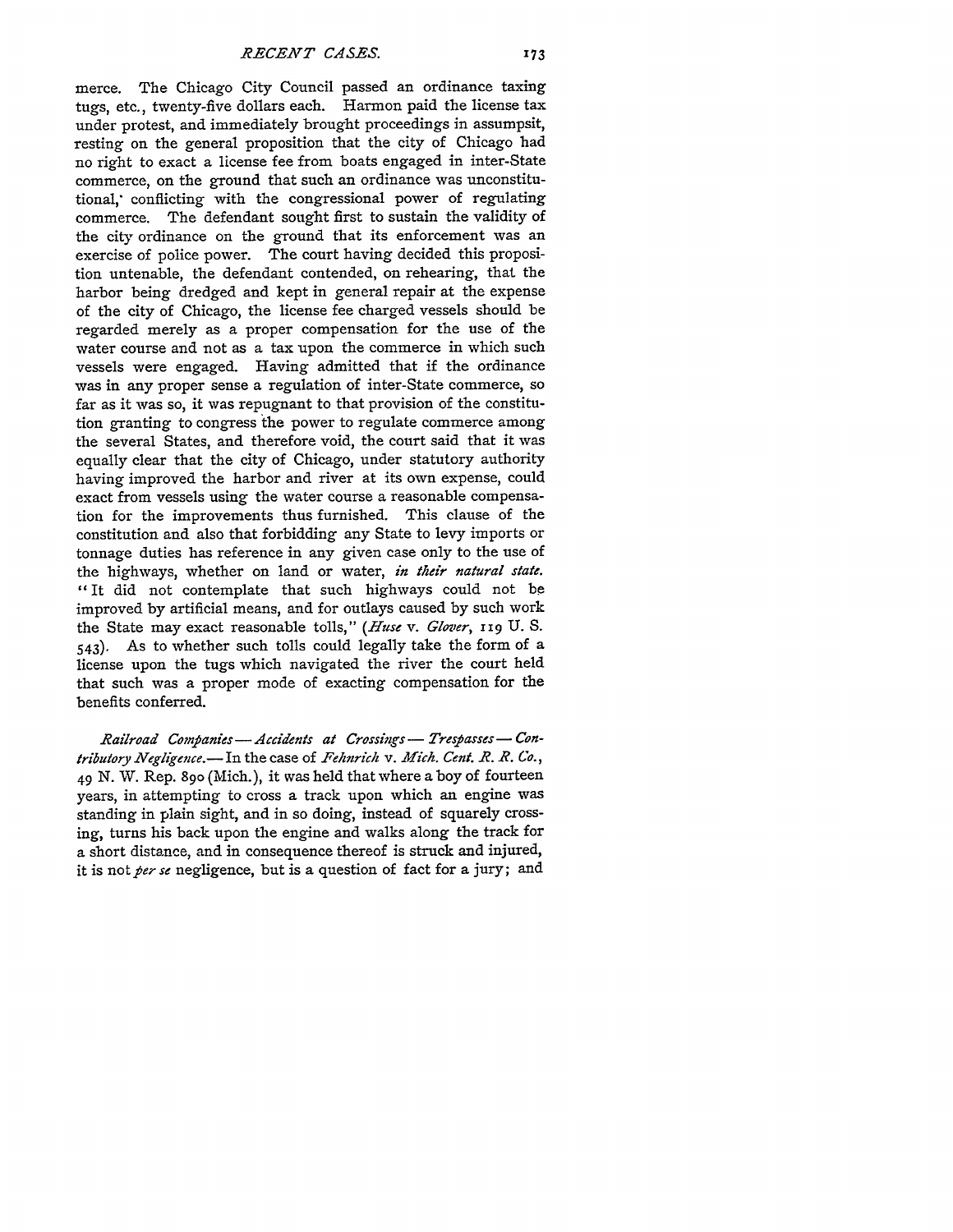merce. The Chicago City Council passed an ordinance taxing tugs, etc., twenty-five dollars each. Harmon paid the license tax under protest, and immediately brought proceedings in assumpsit, resting on the general proposition that the city of Chicago had no right to exact a license fee from boats engaged in inter-State commerce, on the ground that such an ordinance was unconstitutional, conflicting with the congressional power of regulating commerce. The defendant sought first to sustain the validity of the city ordinance on the ground that its enforcement was an exercise of police power. The court having decided this proposition untenable, the defendant contended, on rehearing, that the harbor being dredged and kept in general repair at the expense of the city of Chicago, the license fee charged vessels should be regarded merely as a proper compensation for the use of the water course and not as a tax upon the commerce in which such vessels were engaged. Having admitted that if the ordinance was in any proper sense a regulation of inter-State commerce, so far as it was so, it was repugnant to that provision of the constitution granting to congress the power to regulate commerce among the several States, and therefore void, the court said that it was equally clear that the city of Chicago, under statutory authority having improved the harbor and river at its own expense, could exact from vessels using the water course a reasonable compensation for the improvements thus furnished. This clause of the constitution and also that forbidding any State to levy imports or tonnage duties has reference in any given case only to the use of the highways, whether on land or water, *in their natural state.* "It did not contemplate that such highways could not be improved by artificial means, and for outlays caused by such work the State may exact reasonable tolls," (*Huse* v. *Glover*, 119 U. S. 543). As to whether such tolls could legally take the form of a license upon the tugs which navigated the river the court held that such was a proper mode of exacting compensation for the benefits conferred.

*Railroad Companies—Accidents at Crossings—Trespasses—Contributory Negligence.*—In the case of *Fehnrich* v. *Mich. Cent. R. R. Co.*, 49 N. W. Rep. 890 (Mich.), it was held that where a boy of fourteen years, in attempting to cross a track upon which an engine was standing in plain sight, and in so doing, instead of squarely crossing, turns his back upon the engine and walks along the track for a short distance, and in consequence thereof is struck and injured, it is not *per se* negligence, but is a question of fact for a jury; and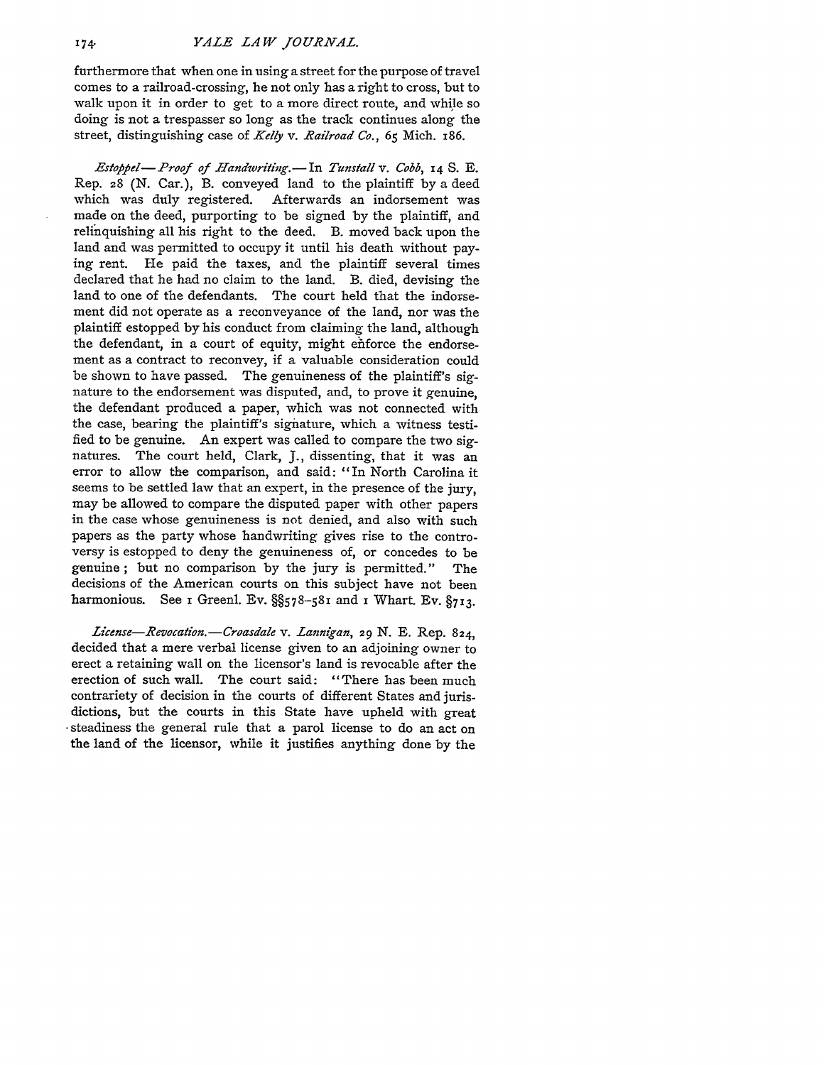furthermore that when one in using a street for the purpose of travel comes to a railroad-crossing, he not only has a right to cross, but to walk upon it in order to get to a more direct route, and while so doing is not a trespasser so long as the track continues along the street, distinguishing case of *Kelly* v. *Railroad Co.*, 65 Mich. 186.

*Estoppel—Proof of Handwriting.*—In *Tunstall* v. *Cobb*, 14 S. E. Rep. 28 (N. Car.), B. conveyed land to the plaintiff by a deed which was duly registered. Afterwards an indorsement was made on the deed, purporting to be signed by the plaintiff, and relinquishing all his right to the deed. B. moved back upon the land and was permitted to occupy it until his death without paying rent. He paid the taxes, and the plaintiff several times declared that he had no claim to the land. B. died, devising the land to one of the defendants. The court held that the indorsement did not operate as a reconveyance of the land, nor was the plaintiff estopped by his conduct from claiming the land, although the defendant, in a court of equity, might enforce the endorsement as a contract to reconvey, if a valuable consideration could be shown to have passed. The genuineness of the plaintiff's signature to the endorsement was disputed, and, to prove it genuine, the defendant produced a paper, which was not connected with the case, bearing the plaintiff's signature, which a witness testified to be genuine. An expert was called to compare the two signatures. The court held, Clark, J., dissenting, that it was an error to allow the comparison, and said: "In North Carolina it seems to be settled law that an expert, in the presence of the jury, may be allowed to compare the disputed paper with other papers in the case whose genuineness is not denied, and also with such papers as the party whose handwriting gives rise to the controversy is estopped to deny the genuineness of, or concedes to be genuine; but no comparison by the jury is permitted." The decisions of the American courts on this subject have not been harmonious. See 1 Greenl. Ev. §§578–581 and 1 Whart. Ev. §713.

*License—Revocation.*—*Croasdale* v. *Lannigan*, 29 N. E. Rep. 824, decided that a mere verbal license given to an adjoining owner to erect a retaining wall on the licensor's land is revocable after the erection of such wall. The court said: "There has been much contrariety of decision in the courts of different States and jurisdictions, but the courts in this State have upheld with great steadiness the general rule that a parol license to do an act on the land of the licensor, while it justifies anything done by the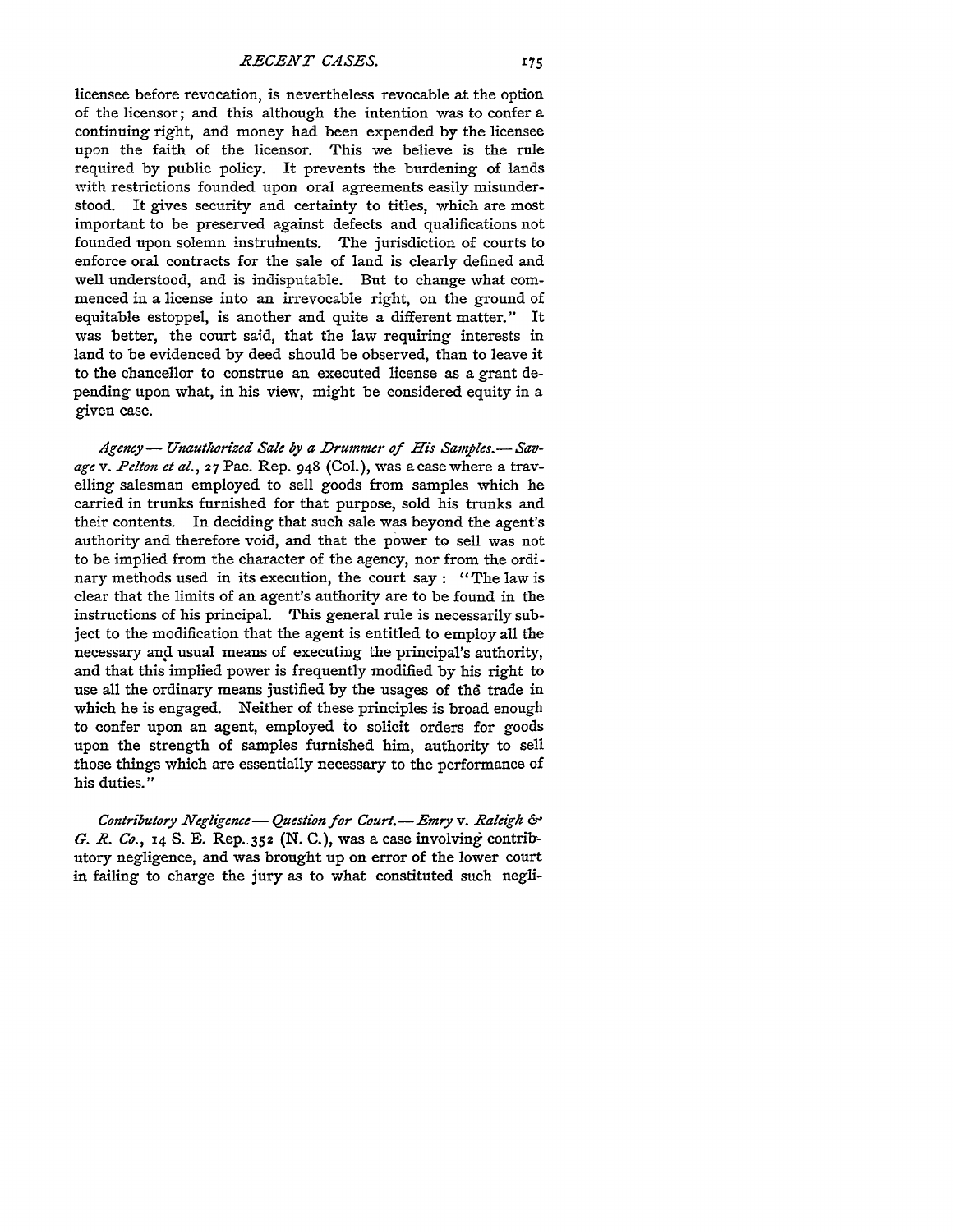licensee before revocation, is nevertheless revocable at the option of the licensor; and this although the intention was to confer a continuing right, and money had been expended by the licensee upon the faith of the licensor. This we believe is the rule required by public policy. It prevents the burdening of lands with restrictions founded upon oral agreements easily misunderstood. It gives security and certainty to titles, which are most important to be preserved against defects and qualifications not founded upon solemn instruments. The jurisdiction of courts to enforce oral contracts for the sale of land is clearly defined and well understood, and is indisputable. But to change what commenced in a license into an irrevocable right, on the ground of equitable estoppel, is another and quite a different matter." It was better, the court said, that the law requiring interests in land to be evidenced by deed should be observed, than to leave it to the chancellor to construe an executed license as a grant depending upon what, in his view, might be considered equity in a given case.

*Agency — Unauthorized Sale by a Drummer of His Samples.— Savage* v. *Pelton et al.*, 27 Pac. Rep. 948 (Col.), was a case where a travelling salesman employed to sell goods from samples which he carried in trunks furnished for that purpose, sold his trunks and their contents. In deciding that such sale was beyond the agent's authority and therefore void, and that the power to sell was not to be implied from the character of the agency, nor from the ordinary methods used in its execution, the court say: "The law is clear that the limits of an agent's authority are to be found in the instructions of his principal. This general rule is necessarily subject to the modification that the agent is entitled to employ all the necessary and usual means of executing the principal's authority, and that this implied power is frequently modified by his right to use all the ordinary means justified by the usages of the trade in which he is engaged. Neither of these principles is broad enough to confer upon an agent, employed to solicit orders for goods upon the strength of samples furnished him, authority to sell those things which are essentially necessary to the performance of his duties."

*Contributory Negligence — Question for Court.— Emry* v. *Raleigh & G. R. Co.*, 14 S. E. Rep. 352 (N. C.), was a case involving contributory negligence, and was brought up on error of the lower court in failing to charge the jury as to what constituted such negli-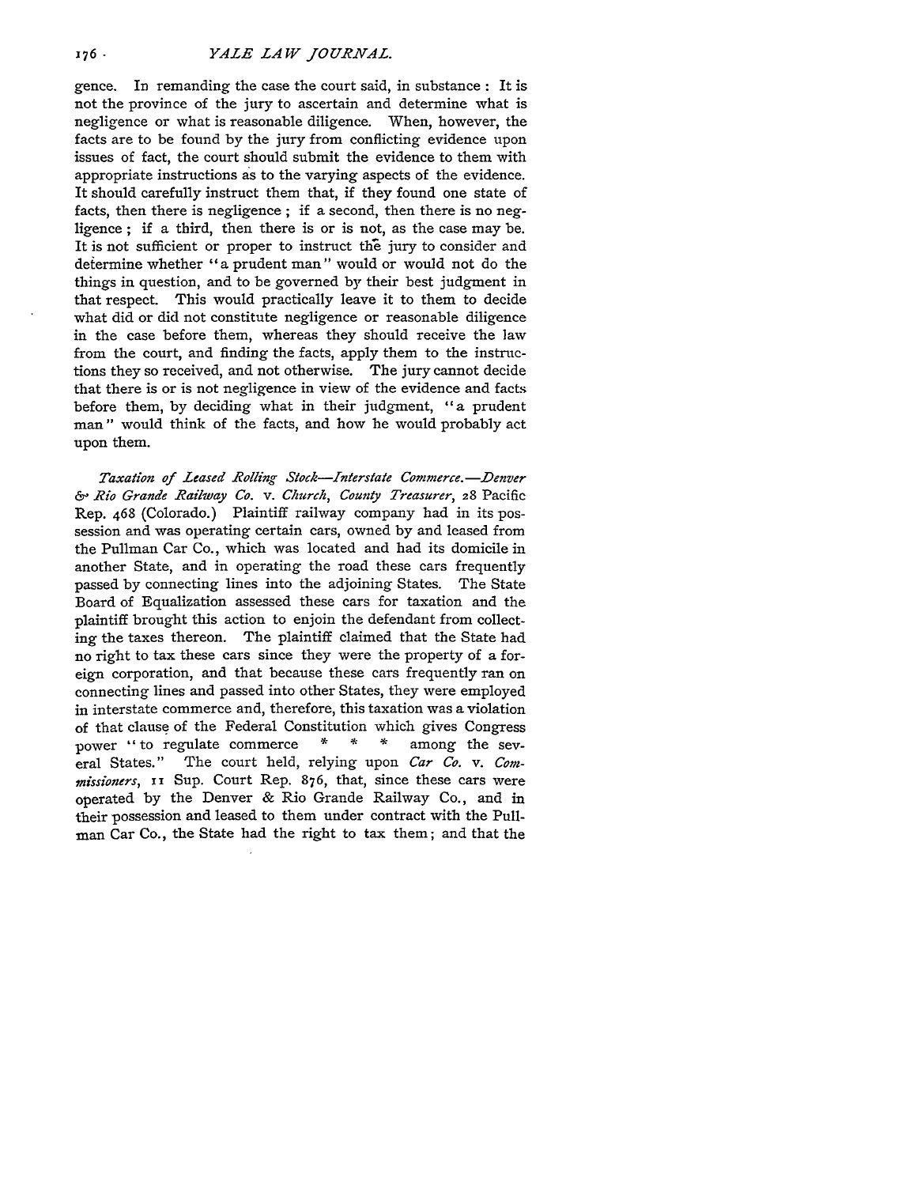gence. In remanding the case the court said, in substance: It is not the province of the jury to ascertain and determine what is negligence or what is reasonable diligence. When, however, the facts are to be found by the jury from conflicting evidence upon issues of fact, the court should submit the evidence to them with appropriate instructions as to the varying aspects of the evidence. It should carefully instruct them that, if they found one state of facts, then there is negligence; if a second, then there is no negligence; if a third, then there is or is not, as the case may be. It is not sufficient or proper to instruct the jury to consider and determine whether "a prudent man" would or would not do the things in question, and to be governed by their best judgment in that respect. This would practically leave it to them to decide what did or did not constitute negligence or reasonable diligence in the case before them, whereas they should receive the law from the court, and finding the facts, apply them to the instructions they so received, and not otherwise. The jury cannot decide that there is or is not negligence in view of the evidence and facts before them, by deciding what in their judgment, "a prudent man" would think of the facts, and how he would probably act upon them.

*Taxation of Leased Rolling Stock—Interstate Commerce.—Denver & Rio Grande Railway Co.* v. *Church, County Treasurer*, 28 Pacific Rep. 468 (Colorado.) Plaintiff railway company had in its possession and was operating certain cars, owned by and leased from the Pullman Car Co., which was located and had its domicile in another State, and in operating the road these cars frequently passed by connecting lines into the adjoining States. The State Board of Equalization assessed these cars for taxation and the plaintiff brought this action to enjoin the defendant from collecting the taxes thereon. The plaintiff claimed that the State had no right to tax these cars since they were the property of a foreign corporation, and that because these cars frequently ran on connecting lines and passed into other States, they were employed in interstate commerce and, therefore, this taxation was a violation of that clause of the Federal Constitution which gives Congress power "to regulate commerce * * * among the several States." The court held, relying upon *Car Co.* v. *Commissioners*, 11 Sup. Court Rep. 876, that, since these cars were operated by the Denver & Rio Grande Railway Co., and in their possession and leased to them under contract with the Pullman Car Co., the State had the right to tax them; and that the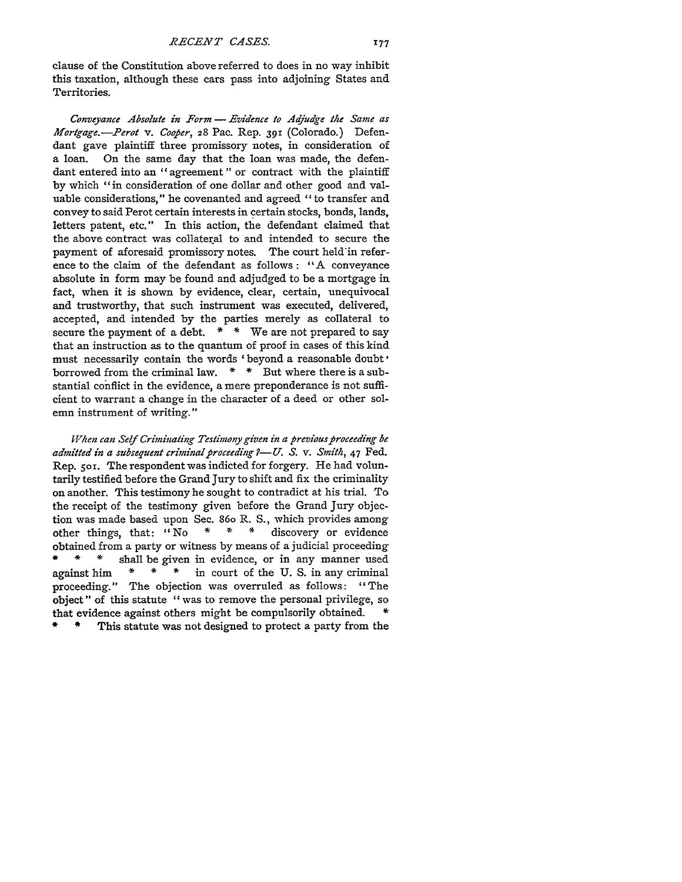clause of the Constitution above referred to does in no way inhibit this taxation, although these cars pass into adjoining States and Territories.

*Conveyance Absolute in Form — Evidence to Adjudge the Same as Mortgage.—Perot* v. *Cooper*, 28 Pac. Rep. 391 (Colorado.) Defendant gave plaintiff three promissory notes, in consideration of a loan. On the same day that the loan was made, the defendant entered into an "agreement" or contract with the plaintiff by which "in consideration of one dollar and other good and valuable considerations," he covenanted and agreed "to transfer and convey to said Perot certain interests in certain stocks, bonds, lands, letters patent, etc." In this action, the defendant claimed that the above contract was collateral to and intended to secure the payment of aforesaid promissory notes. The court held in reference to the claim of the defendant as follows: "A conveyance absolute in form may be found and adjudged to be a mortgage in fact, when it is shown by evidence, clear, certain, unequivocal and trustworthy, that such instrument was executed, delivered, accepted, and intended by the parties merely as collateral to secure the payment of a debt. * * We are not prepared to say that an instruction as to the quantum of proof in cases of this kind must necessarily contain the words 'beyond a reasonable doubt' borrowed from the criminal law. * * But where there is a substantial conflict in the evidence, a mere preponderance is not sufficient to warrant a change in the character of a deed or other solemn instrument of writing."

*When can Self Criminating Testimony given in a previous proceeding be admitted in a subsequent criminal proceeding?—U. S.* v. *Smith*, 47 Fed. Rep. 501. The respondent was indicted for forgery. He had voluntarily testified before the Grand Jury to shift and fix the criminality on another. This testimony he sought to contradict at his trial. To the receipt of the testimony given before the Grand Jury objection was made based upon Sec. 860 R. S., which provides among other things, that: "No * * * discovery or evidence obtained from a party or witness by means of a judicial proceeding * * * shall be given in evidence, or in any manner used against him * * * in court of the U. S. in any criminal proceeding." The objection was overruled as follows: "The object" of this statute "was to remove the personal privilege, so that evidence against others might be compulsorily obtained. * * * This statute was not designed to protect a party from the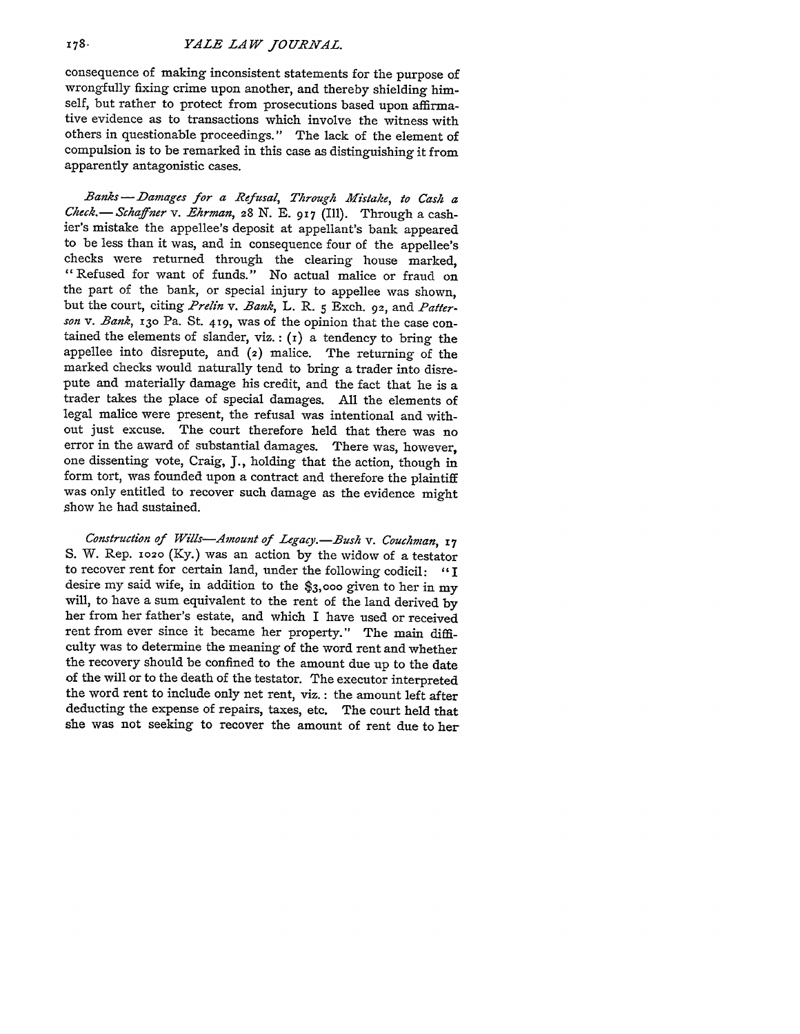consequence of making inconsistent statements for the purpose of wrongfully fixing crime upon another, and thereby shielding himself, but rather to protect from prosecutions based upon affirmative evidence as to transactions which involve the witness with others in questionable proceedings." The lack of the element of compulsion is to be remarked in this case as distinguishing it from apparently antagonistic cases.

*Banks—Damages for a Refusal, Through Mistake, to Cash a Check.*—*Schaffner* v. *Ehrman*, 28 N. E. 917 (Ill). Through a cashier's mistake the appellee's deposit at appellant's bank appeared to be less than it was, and in consequence four of the appellee's checks were returned through the clearing house marked, "Refused for want of funds." No actual malice or fraud on the part of the bank, or special injury to appellee was shown, but the court, citing *Prelin* v. *Bank*, L. R. 5 Exch. 92, and *Patterson* v. *Bank*, 130 Pa. St. 419, was of the opinion that the case contained the elements of slander, viz.: (1) a tendency to bring the appellee into disrepute, and (2) malice. The returning of the marked checks would naturally tend to bring a trader into disrepute and materially damage his credit, and the fact that he is a trader takes the place of special damages. All the elements of legal malice were present, the refusal was intentional and without just excuse. The court therefore held that there was no error in the award of substantial damages. There was, however, one dissenting vote, Craig, J., holding that the action, though in form tort, was founded upon a contract and therefore the plaintiff was only entitled to recover such damage as the evidence might show he had sustained.

*Construction of Wills—Amount of Legacy.*—*Bush* v. *Couchman*, 17 S. W. Rep. 1020 (Ky.) was an action by the widow of a testator to recover rent for certain land, under the following codicil: "I desire my said wife, in addition to the $3,000 given to her in my will, to have a sum equivalent to the rent of the land derived by her from her father's estate, and which I have used or received rent from ever since it became her property." The main difficulty was to determine the meaning of the word rent and whether the recovery should be confined to the amount due up to the date of the will or to the death of the testator. The executor interpreted the word rent to include only net rent, viz.: the amount left after deducting the expense of repairs, taxes, etc. The court held that she was not seeking to recover the amount of rent due to her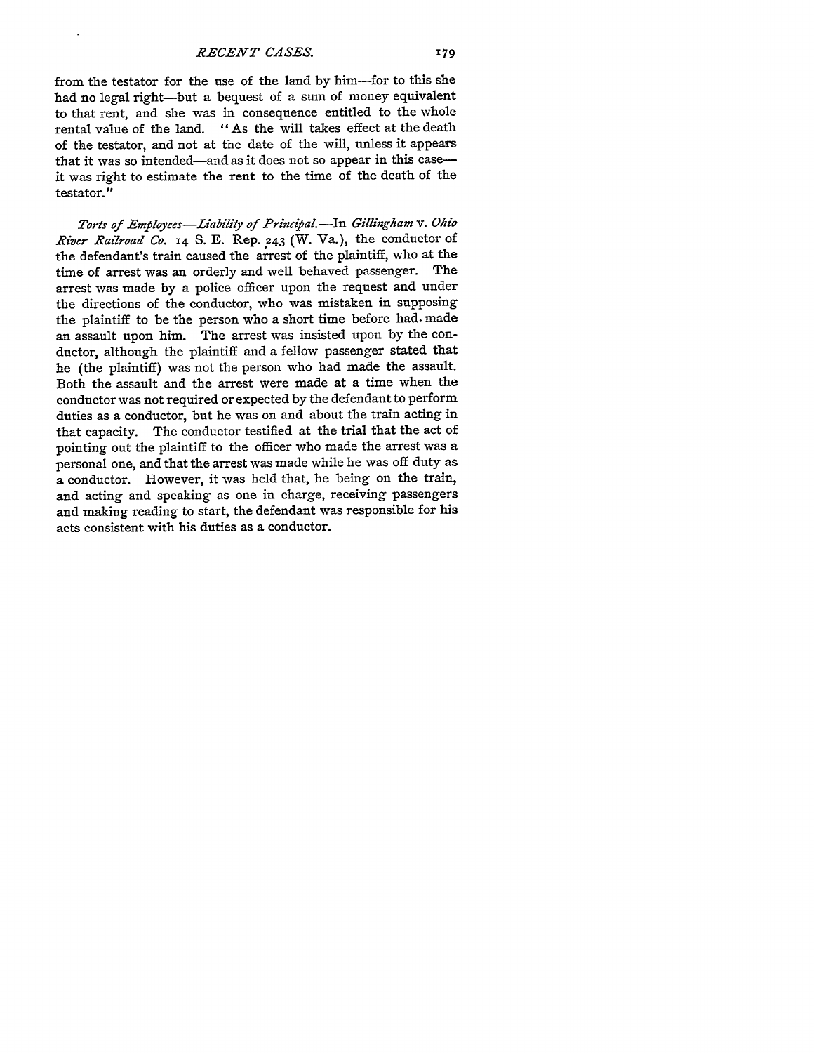from the testator for the use of the land by him—for to this she had no legal right—but a bequest of a sum of money equivalent to that rent, and she was in consequence entitled to the whole rental value of the land. "As the will takes effect at the death of the testator, and not at the date of the will, unless it appears that it was so intended—and as it does not so appear in this case—it was right to estimate the rent to the time of the death of the testator."

*Torts of Employees—Liability of Principal.*—In *Gillingham* v. *Ohio River Railroad Co.* 14 S. E. Rep. 243 (W. Va.), the conductor of the defendant's train caused the arrest of the plaintiff, who at the time of arrest was an orderly and well behaved passenger. The arrest was made by a police officer upon the request and under the directions of the conductor, who was mistaken in supposing the plaintiff to be the person who a short time before had made an assault upon him. The arrest was insisted upon by the conductor, although the plaintiff and a fellow passenger stated that he (the plaintiff) was not the person who had made the assault. Both the assault and the arrest were made at a time when the conductor was not required or expected by the defendant to perform duties as a conductor, but he was on and about the train acting in that capacity. The conductor testified at the trial that the act of pointing out the plaintiff to the officer who made the arrest was a personal one, and that the arrest was made while he was off duty as a conductor. However, it was held that, he being on the train, and acting and speaking as one in charge, receiving passengers and making reading to start, the defendant was responsible for his acts consistent with his duties as a conductor.